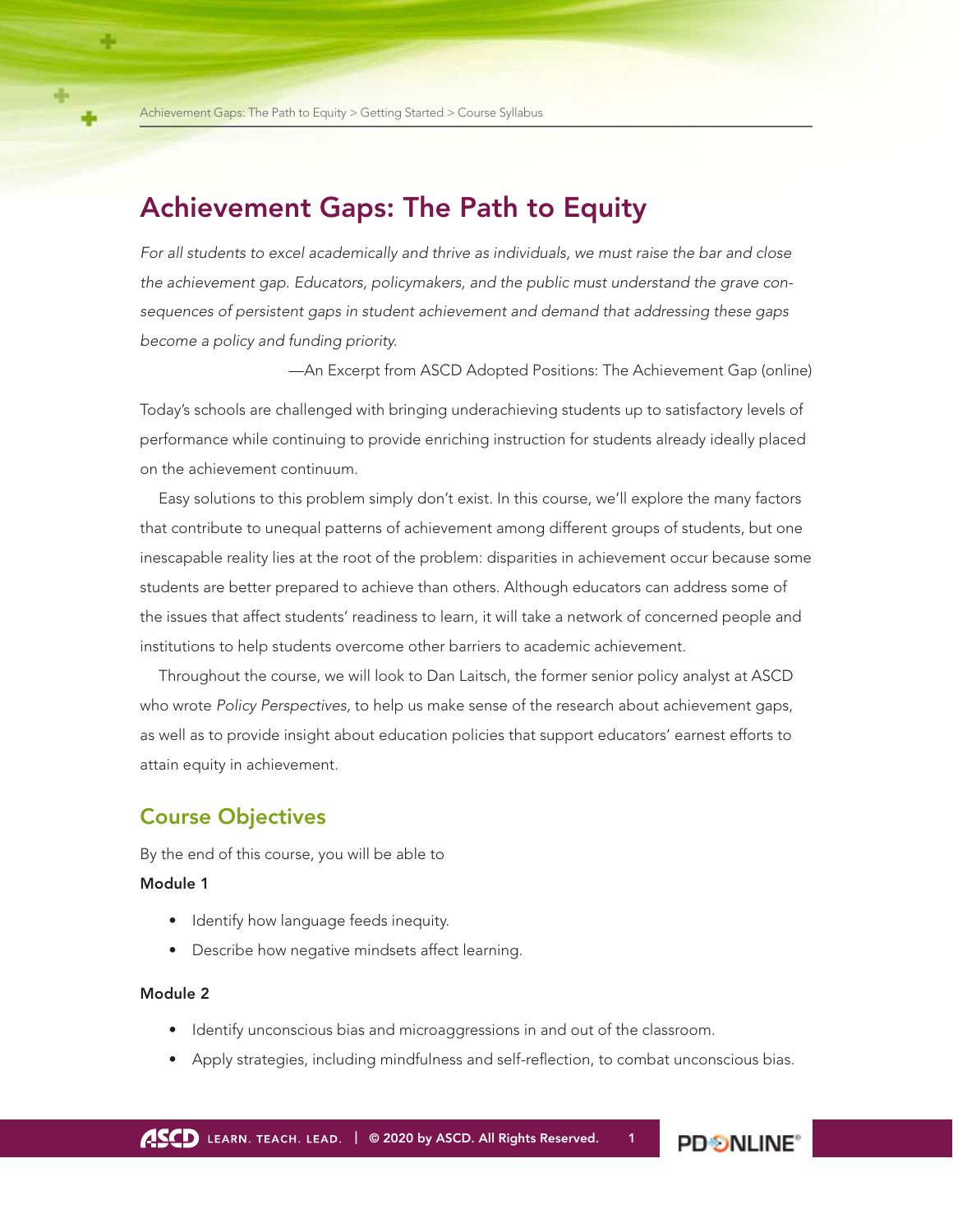# Achievement Gaps: The Path to Equity

*For all students to excel academically and thrive as individuals, we must raise the bar and close the achievement gap. Educators, policymakers, and the public must understand the grave consequences of persistent gaps in student achievement and demand that addressing these gaps become a policy and funding priority.*

—An Excerpt from ASCD Adopted Positions: The Achievement Gap (online)

Today's schools are challenged with bringing underachieving students up to satisfactory levels of performance while continuing to provide enriching instruction for students already ideally placed on the achievement continuum.

Easy solutions to this problem simply don't exist. In this course, we'll explore the many factors that contribute to unequal patterns of achievement among different groups of students, but one inescapable reality lies at the root of the problem: disparities in achievement occur because some students are better prepared to achieve than others. Although educators can address some of the issues that affect students' readiness to learn, it will take a network of concerned people and institutions to help students overcome other barriers to academic achievement.

Throughout the course, we will look to Dan Laitsch, the former senior policy analyst at ASCD who wrote *Policy Perspectives,* to help us make sense of the research about achievement gaps, as well as to provide insight about education policies that support educators' earnest efforts to attain equity in achievement.

## Course Objectives

By the end of this course, you will be able to

**Module 1**

- Identify how language feeds inequity.
- Describe how negative mindsets affect learning.

**Module 2**

- Identify unconscious bias and microaggressions in and out of the classroom.
- Apply strategies, including mindfulness and self-reflection, to combat unconscious bias.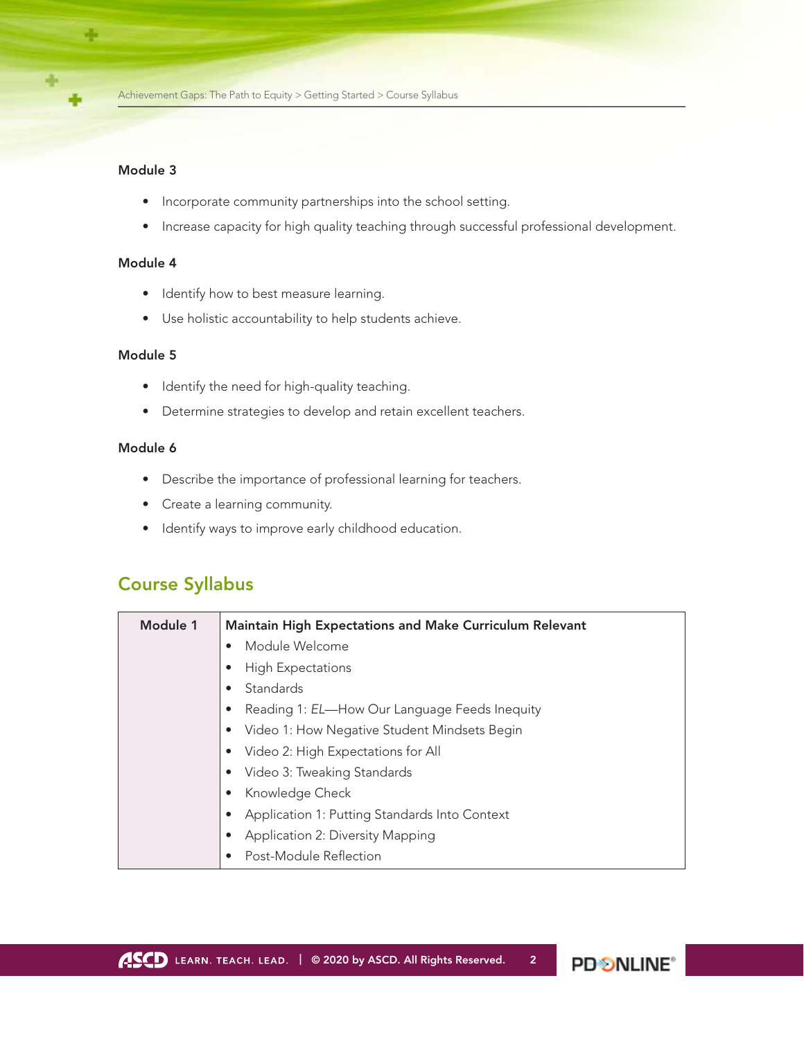**Module 3**

- Incorporate community partnerships into the school setting.
- Increase capacity for high quality teaching through successful professional development.

**Module 4**

- Identify how to best measure learning.
- Use holistic accountability to help students achieve.

**Module 5**

- Identify the need for high-quality teaching.
- Determine strategies to develop and retain excellent teachers.

**Module 6**

- Describe the importance of professional learning for teachers.
- Create a learning community.
- Identify ways to improve early childhood education.

## Course Syllabus

| Module 1 | **Maintain High Expectations and Make Curriculum Relevant** |
|---|---|
| | • Module Welcome<br>• High Expectations<br>• Standards<br>• Reading 1: *EL*—How Our Language Feeds Inequity<br>• Video 1: How Negative Student Mindsets Begin<br>• Video 2: High Expectations for All<br>• Video 3: Tweaking Standards<br>• Knowledge Check<br>• Application 1: Putting Standards Into Context<br>• Application 2: Diversity Mapping<br>• Post-Module Reflection |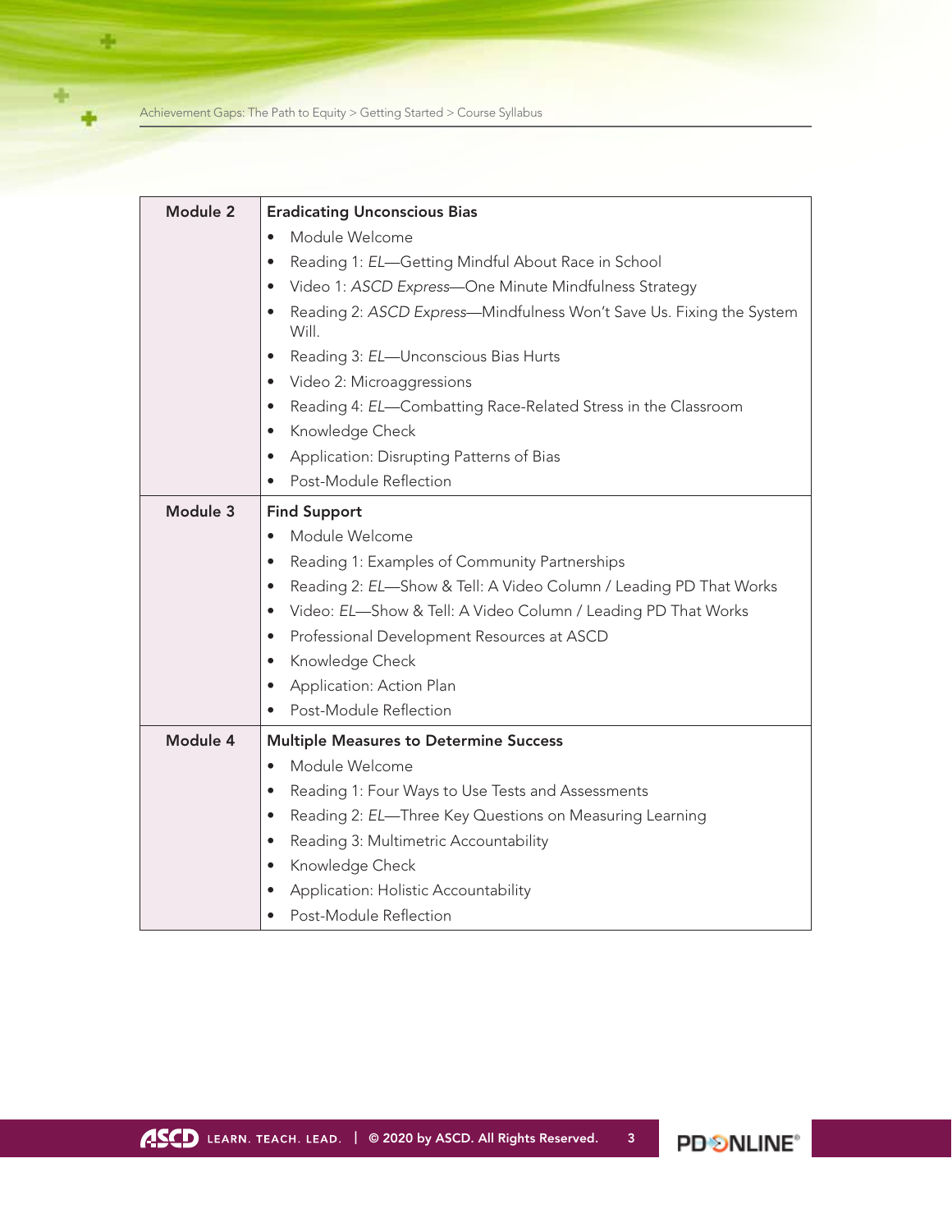| Module | Content |
| --- | --- |
| **Module 2** | **Eradicating Unconscious Bias**<br>• Module Welcome<br>• Reading 1: *EL*—Getting Mindful About Race in School<br>• Video 1: *ASCD Express*—One Minute Mindfulness Strategy<br>• Reading 2: *ASCD Express*—Mindfulness Won't Save Us. Fixing the System Will.<br>• Reading 3: *EL*—Unconscious Bias Hurts<br>• Video 2: Microaggressions<br>• Reading 4: *EL*—Combatting Race-Related Stress in the Classroom<br>• Knowledge Check<br>• Application: Disrupting Patterns of Bias<br>• Post-Module Reflection |
| **Module 3** | **Find Support**<br>• Module Welcome<br>• Reading 1: Examples of Community Partnerships<br>• Reading 2: *EL*—Show & Tell: A Video Column / Leading PD That Works<br>• Video: *EL*—Show & Tell: A Video Column / Leading PD That Works<br>• Professional Development Resources at ASCD<br>• Knowledge Check<br>• Application: Action Plan<br>• Post-Module Reflection |
| **Module 4** | **Multiple Measures to Determine Success**<br>• Module Welcome<br>• Reading 1: Four Ways to Use Tests and Assessments<br>• Reading 2: *EL*—Three Key Questions on Measuring Learning<br>• Reading 3: Multimetric Accountability<br>• Knowledge Check<br>• Application: Holistic Accountability<br>• Post-Module Reflection |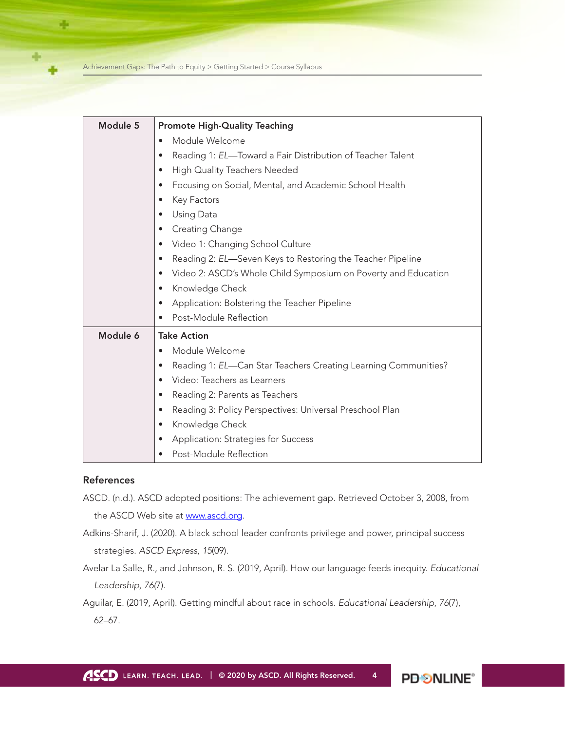| Module 5 | **Promote High-Quality Teaching**<br>• Module Welcome<br>• Reading 1: *EL*—Toward a Fair Distribution of Teacher Talent<br>• High Quality Teachers Needed<br>• Focusing on Social, Mental, and Academic School Health<br>• Key Factors<br>• Using Data<br>• Creating Change<br>• Video 1: Changing School Culture<br>• Reading 2: *EL*—Seven Keys to Restoring the Teacher Pipeline<br>• Video 2: ASCD's Whole Child Symposium on Poverty and Education<br>• Knowledge Check<br>• Application: Bolstering the Teacher Pipeline<br>• Post-Module Reflection |
|---|---|
| **Module 6** | **Take Action**<br>• Module Welcome<br>• Reading 1: *EL*—Can Star Teachers Creating Learning Communities?<br>• Video: Teachers as Learners<br>• Reading 2: Parents as Teachers<br>• Reading 3: Policy Perspectives: Universal Preschool Plan<br>• Knowledge Check<br>• Application: Strategies for Success<br>• Post-Module Reflection |

## References

ASCD. (n.d.). ASCD adopted positions: The achievement gap. Retrieved October 3, 2008, from the ASCD Web site at www.ascd.org.

Adkins-Sharif, J. (2020). A black school leader confronts privilege and power, principal success strategies. *ASCD Express, 15*(09).

Avelar La Salle, R., and Johnson, R. S. (2019, April). How our language feeds inequity. *Educational Leadership, 76*(7).

Aguilar, E. (2019, April). Getting mindful about race in schools. *Educational Leadership*, *76*(7), 62–67.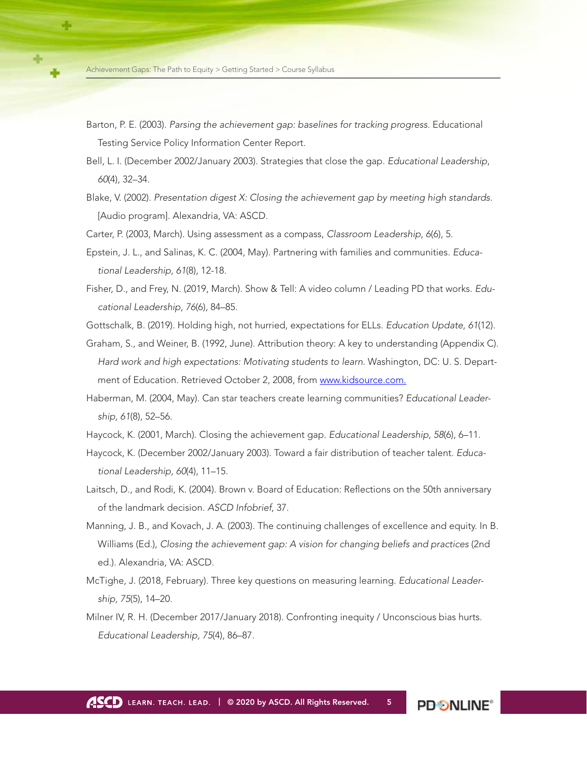Barton, P. E. (2003). *Parsing the achievement gap: baselines for tracking progress.* Educational Testing Service Policy Information Center Report.

Bell, L. I. (December 2002/January 2003). Strategies that close the gap. *Educational Leadership*, *60*(4), 32–34.

Blake, V. (2002). *Presentation digest X: Closing the achievement gap by meeting high standards.* [Audio program]. Alexandria, VA: ASCD.

Carter, P. (2003, March). Using assessment as a compass, *Classroom Leadership, 6*(6), 5.

Epstein, J. L., and Salinas, K. C. (2004, May). Partnering with families and communities. *Educational Leadership, 61*(8), 12-18.

Fisher, D., and Frey, N. (2019, March). Show & Tell: A video column / Leading PD that works. *Educational Leadership*, *76*(6), 84–85.

Gottschalk, B. (2019). Holding high, not hurried, expectations for ELLs. *Education Update, 61*(12).

Graham, S., and Weiner, B. (1992, June). Attribution theory: A key to understanding (Appendix C). *Hard work and high expectations: Motivating students to learn.* Washington, DC: U. S. Department of Education. Retrieved October 2, 2008, from [www.kidsource.com.](http://www.kidsource.com)

Haberman, M. (2004, May). Can star teachers create learning communities? *Educational Leadership, 61*(8), 52–56.

Haycock, K. (2001, March). Closing the achievement gap. *Educational Leadership, 58*(6), 6–11.

Haycock, K. (December 2002/January 2003). Toward a fair distribution of teacher talent. *Educational Leadership, 60*(4), 11–15.

Laitsch, D., and Rodi, K. (2004). Brown v. Board of Education: Reflections on the 50th anniversary of the landmark decision. *ASCD Infobrief*, 37.

Manning, J. B., and Kovach, J. A. (2003). The continuing challenges of excellence and equity. In B. Williams (Ed.), *Closing the achievement gap: A vision for changing beliefs and practices* (2nd ed.). Alexandria, VA: ASCD.

McTighe, J. (2018, February). Three key questions on measuring learning. *Educational Leadership, 75*(5), 14–20.

Milner IV, R. H. (December 2017/January 2018). Confronting inequity / Unconscious bias hurts. *Educational Leadership, 75*(4), 86–87.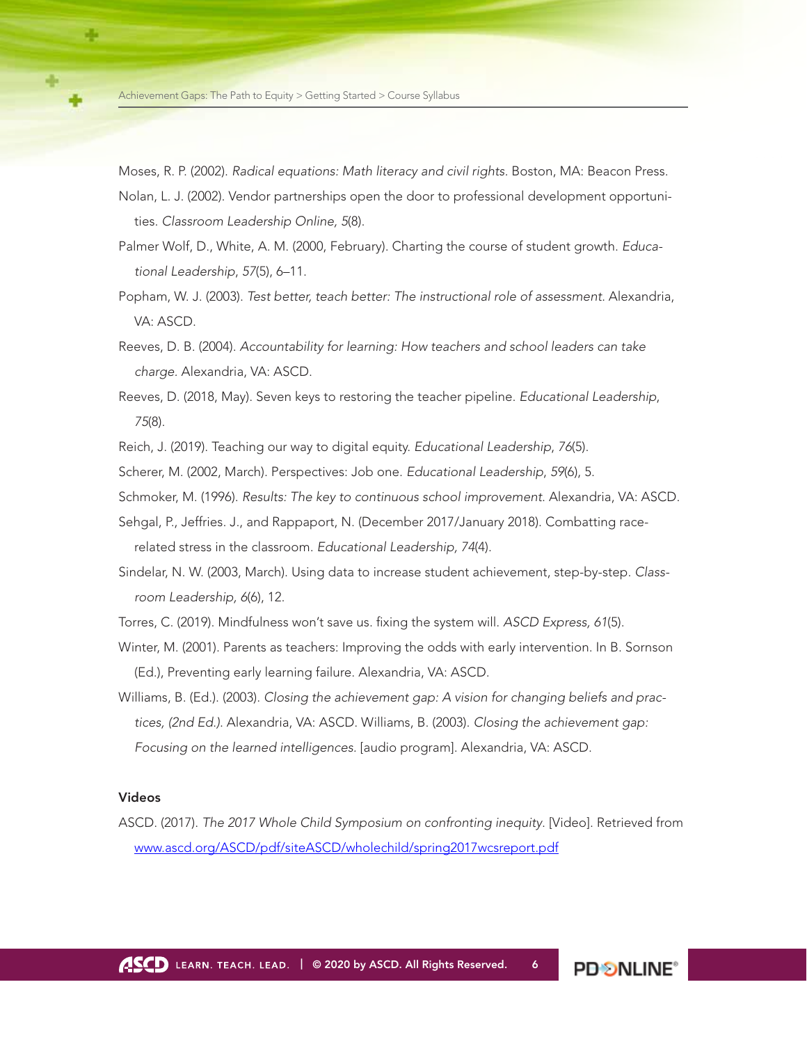Moses, R. P. (2002). *Radical equations: Math literacy and civil rights*. Boston, MA: Beacon Press.

Nolan, L. J. (2002). Vendor partnerships open the door to professional development opportunities. *Classroom Leadership Online, 5*(8).

Palmer Wolf, D., White, A. M. (2000, February). Charting the course of student growth. *Educational Leadership*, *57*(5), 6–11.

Popham, W. J. (2003). *Test better, teach better: The instructional role of assessment*. Alexandria, VA: ASCD.

Reeves, D. B. (2004). *Accountability for learning: How teachers and school leaders can take charge*. Alexandria, VA: ASCD.

Reeves, D. (2018, May). Seven keys to restoring the teacher pipeline. *Educational Leadership*, *75*(8).

Reich, J. (2019). Teaching our way to digital equity. *Educational Leadership*, *76*(5).

Scherer, M. (2002, March). Perspectives: Job one. *Educational Leadership*, *59*(6), 5.

Schmoker, M. (1996). *Results: The key to continuous school improvement*. Alexandria, VA: ASCD.

Sehgal, P., Jeffries. J., and Rappaport, N. (December 2017/January 2018). Combatting race-related stress in the classroom. *Educational Leadership, 74*(4).

Sindelar, N. W. (2003, March). Using data to increase student achievement, step-by-step. *Classroom Leadership, 6*(6), 12.

Torres, C. (2019). Mindfulness won't save us. fixing the system will. *ASCD Express, 61*(5).

Winter, M. (2001). Parents as teachers: Improving the odds with early intervention. In B. Sornson (Ed.), Preventing early learning failure. Alexandria, VA: ASCD.

Williams, B. (Ed.). (2003). *Closing the achievement gap: A vision for changing beliefs and practices, (2nd Ed.)*. Alexandria, VA: ASCD. Williams, B. (2003). *Closing the achievement gap: Focusing on the learned intelligences*. [audio program]. Alexandria, VA: ASCD.

**Videos**

ASCD. (2017). *The 2017 Whole Child Symposium on confronting inequity*. [Video]. Retrieved from [www.ascd.org/ASCD/pdf/siteASCD/wholechild/spring2017wcsreport.pdf](www.ascd.org/ASCD/pdf/siteASCD/wholechild/spring2017wcsreport.pdf)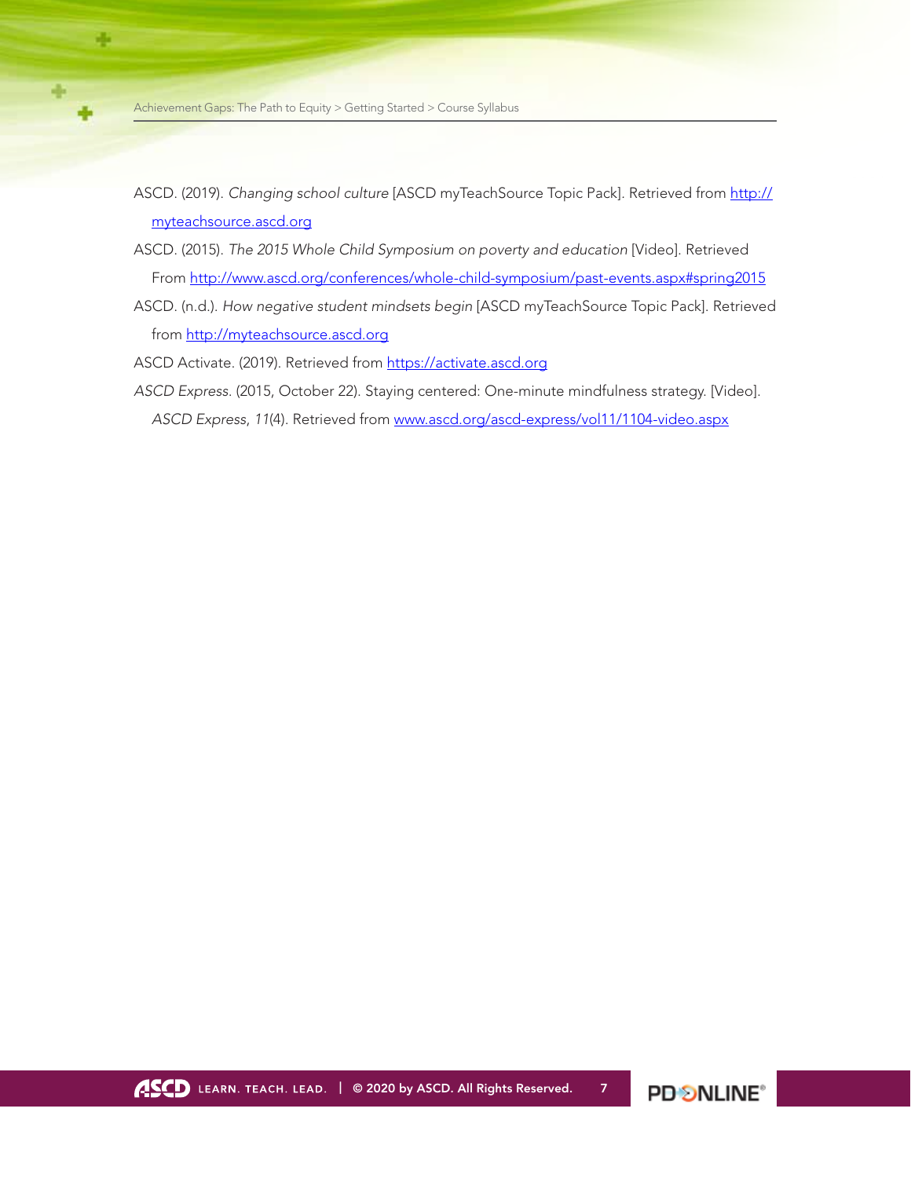ASCD. (2019). *Changing school culture* [ASCD myTeachSource Topic Pack]. Retrieved from http://myteachsource.ascd.org

ASCD. (2015). *The 2015 Whole Child Symposium on poverty and education* [Video]. Retrieved From http://www.ascd.org/conferences/whole-child-symposium/past-events.aspx#spring2015

ASCD. (n.d.). *How negative student mindsets begin* [ASCD myTeachSource Topic Pack]. Retrieved from http://myteachsource.ascd.org

ASCD Activate. (2019). Retrieved from https://activate.ascd.org

*ASCD Express*. (2015, October 22). Staying centered: One-minute mindfulness strategy. [Video]. *ASCD Express*, *11*(4). Retrieved from www.ascd.org/ascd-express/vol11/1104-video.aspx